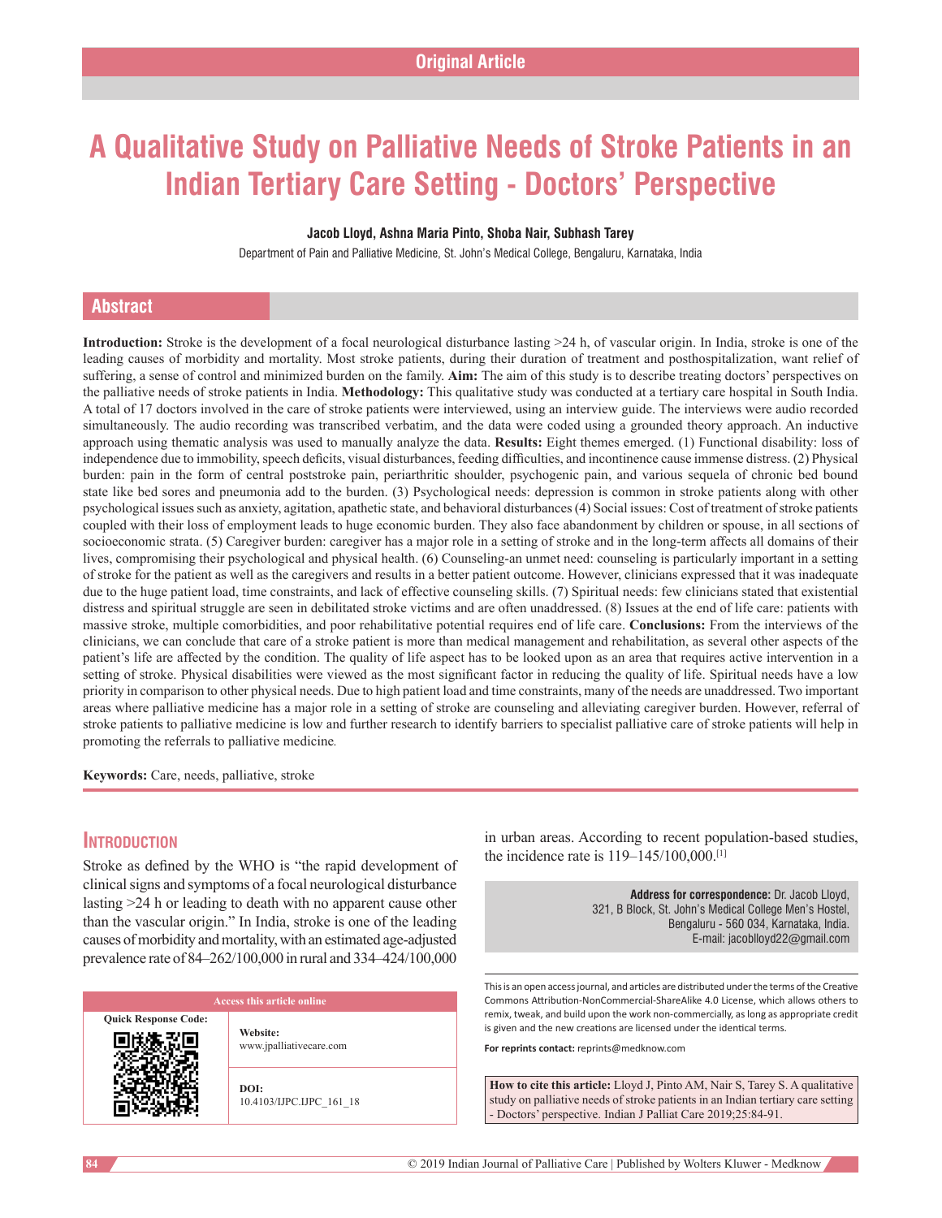Original Article

# A Qualitative Study on Palliative Needs of Stroke Patients in an Indian Tertiary Care Setting - Doctors' Perspective

**Jacob Lloyd, Ashna Maria Pinto, Shoba Nair, Subhash Tarey**

Department of Pain and Palliative Medicine, St. John's Medical College, Bengaluru, Karnataka, India

## Abstract

**Introduction:** Stroke is the development of a focal neurological disturbance lasting >24 h, of vascular origin. In India, stroke is one of the leading causes of morbidity and mortality. Most stroke patients, during their duration of treatment and posthospitalization, want relief of suffering, a sense of control and minimized burden on the family. **Aim:** The aim of this study is to describe treating doctors' perspectives on the palliative needs of stroke patients in India. **Methodology:** This qualitative study was conducted at a tertiary care hospital in South India. A total of 17 doctors involved in the care of stroke patients were interviewed, using an interview guide. The interviews were audio recorded simultaneously. The audio recording was transcribed verbatim, and the data were coded using a grounded theory approach. An inductive approach using thematic analysis was used to manually analyze the data. **Results:** Eight themes emerged. (1) Functional disability: loss of independence due to immobility, speech deficits, visual disturbances, feeding difficulties, and incontinence cause immense distress. (2) Physical burden: pain in the form of central poststroke pain, periarthritic shoulder, psychogenic pain, and various sequela of chronic bed bound state like bed sores and pneumonia add to the burden. (3) Psychological needs: depression is common in stroke patients along with other psychological issues such as anxiety, agitation, apathetic state, and behavioral disturbances (4) Social issues: Cost of treatment of stroke patients coupled with their loss of employment leads to huge economic burden. They also face abandonment by children or spouse, in all sections of socioeconomic strata. (5) Caregiver burden: caregiver has a major role in a setting of stroke and in the long-term affects all domains of their lives, compromising their psychological and physical health. (6) Counseling-an unmet need: counseling is particularly important in a setting of stroke for the patient as well as the caregivers and results in a better patient outcome. However, clinicians expressed that it was inadequate due to the huge patient load, time constraints, and lack of effective counseling skills. (7) Spiritual needs: few clinicians stated that existential distress and spiritual struggle are seen in debilitated stroke victims and are often unaddressed. (8) Issues at the end of life care: patients with massive stroke, multiple comorbidities, and poor rehabilitative potential requires end of life care. **Conclusions:** From the interviews of the clinicians, we can conclude that care of a stroke patient is more than medical management and rehabilitation, as several other aspects of the patient's life are affected by the condition. The quality of life aspect has to be looked upon as an area that requires active intervention in a setting of stroke. Physical disabilities were viewed as the most significant factor in reducing the quality of life. Spiritual needs have a low priority in comparison to other physical needs. Due to high patient load and time constraints, many of the needs are unaddressed. Two important areas where palliative medicine has a major role in a setting of stroke are counseling and alleviating caregiver burden. However, referral of stroke patients to palliative medicine is low and further research to identify barriers to specialist palliative care of stroke patients will help in promoting the referrals to palliative medicine.

**Keywords:** Care, needs, palliative, stroke

## Introduction

Stroke as defined by the WHO is "the rapid development of clinical signs and symptoms of a focal neurological disturbance lasting >24 h or leading to death with no apparent cause other than the vascular origin." In India, stroke is one of the leading causes of morbidity and mortality, with an estimated age-adjusted prevalence rate of 84–262/100,000 in rural and 334–424/100,000 in urban areas. According to recent population-based studies, the incidence rate is 119–145/100,000.[1]

| Access this article online | |
|---|---|
| Quick Response Code: | **Website:** www.jpalliativecare.com |
| | **DOI:** 10.4103/IJPC.IJPC_161_18 |

**Address for correspondence:** Dr. Jacob Lloyd, 321, B Block, St. John's Medical College Men's Hostel, Bengaluru - 560 034, Karnataka, India. E-mail: jacoblloyd22@gmail.com

This is an open access journal, and articles are distributed under the terms of the Creative Commons Attribution-NonCommercial-ShareAlike 4.0 License, which allows others to remix, tweak, and build upon the work non-commercially, as long as appropriate credit is given and the new creations are licensed under the identical terms.

**For reprints contact:** reprints@medknow.com

**How to cite this article:** Lloyd J, Pinto AM, Nair S, Tarey S. A qualitative study on palliative needs of stroke patients in an Indian tertiary care setting - Doctors' perspective. Indian J Palliat Care 2019;25:84-91.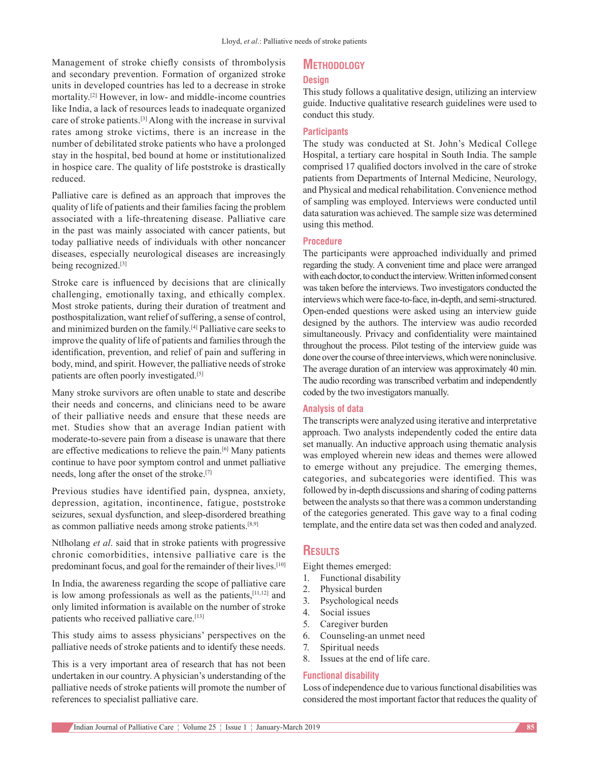Management of stroke chiefly consists of thrombolysis and secondary prevention. Formation of organized stroke units in developed countries has led to a decrease in stroke mortality.[2] However, in low- and middle-income countries like India, a lack of resources leads to inadequate organized care of stroke patients.[3] Along with the increase in survival rates among stroke victims, there is an increase in the number of debilitated stroke patients who have a prolonged stay in the hospital, bed bound at home or institutionalized in hospice care. The quality of life poststroke is drastically reduced.

Palliative care is defined as an approach that improves the quality of life of patients and their families facing the problem associated with a life-threatening disease. Palliative care in the past was mainly associated with cancer patients, but today palliative needs of individuals with other noncancer diseases, especially neurological diseases are increasingly being recognized.[3]

Stroke care is influenced by decisions that are clinically challenging, emotionally taxing, and ethically complex. Most stroke patients, during their duration of treatment and posthospitalization, want relief of suffering, a sense of control, and minimized burden on the family.[4] Palliative care seeks to improve the quality of life of patients and families through the identification, prevention, and relief of pain and suffering in body, mind, and spirit. However, the palliative needs of stroke patients are often poorly investigated.[5]

Many stroke survivors are often unable to state and describe their needs and concerns, and clinicians need to be aware of their palliative needs and ensure that these needs are met. Studies show that an average Indian patient with moderate-to-severe pain from a disease is unaware that there are effective medications to relieve the pain.[6] Many patients continue to have poor symptom control and unmet palliative needs, long after the onset of the stroke.[7]

Previous studies have identified pain, dyspnea, anxiety, depression, agitation, incontinence, fatigue, poststroke seizures, sexual dysfunction, and sleep-disordered breathing as common palliative needs among stroke patients.[8,9]

Ntlholang *et al*. said that in stroke patients with progressive chronic comorbidities, intensive palliative care is the predominant focus, and goal for the remainder of their lives.[10]

In India, the awareness regarding the scope of palliative care is low among professionals as well as the patients,[11,12] and only limited information is available on the number of stroke patients who received palliative care.[13]

This study aims to assess physicians' perspectives on the palliative needs of stroke patients and to identify these needs.

This is a very important area of research that has not been undertaken in our country. A physician's understanding of the palliative needs of stroke patients will promote the number of references to specialist palliative care.

## Methodology

### Design

This study follows a qualitative design, utilizing an interview guide. Inductive qualitative research guidelines were used to conduct this study.

### Participants

The study was conducted at St. John's Medical College Hospital, a tertiary care hospital in South India. The sample comprised 17 qualified doctors involved in the care of stroke patients from Departments of Internal Medicine, Neurology, and Physical and medical rehabilitation. Convenience method of sampling was employed. Interviews were conducted until data saturation was achieved. The sample size was determined using this method.

### Procedure

The participants were approached individually and primed regarding the study. A convenient time and place were arranged with each doctor, to conduct the interview. Written informed consent was taken before the interviews. Two investigators conducted the interviews which were face-to-face, in-depth, and semi-structured. Open-ended questions were asked using an interview guide designed by the authors. The interview was audio recorded simultaneously. Privacy and confidentiality were maintained throughout the process. Pilot testing of the interview guide was done over the course of three interviews, which were noninclusive. The average duration of an interview was approximately 40 min. The audio recording was transcribed verbatim and independently coded by the two investigators manually.

### Analysis of data

The transcripts were analyzed using iterative and interpretative approach. Two analysts independently coded the entire data set manually. An inductive approach using thematic analysis was employed wherein new ideas and themes were allowed to emerge without any prejudice. The emerging themes, categories, and subcategories were identified. This was followed by in-depth discussions and sharing of coding patterns between the analysts so that there was a common understanding of the categories generated. This gave way to a final coding template, and the entire data set was then coded and analyzed.

## Results

Eight themes emerged:

1. Functional disability
2. Physical burden
3. Psychological needs
4. Social issues
5. Caregiver burden
6. Counseling-an unmet need
7. Spiritual needs
8. Issues at the end of life care.

### Functional disability

Loss of independence due to various functional disabilities was considered the most important factor that reduces the quality of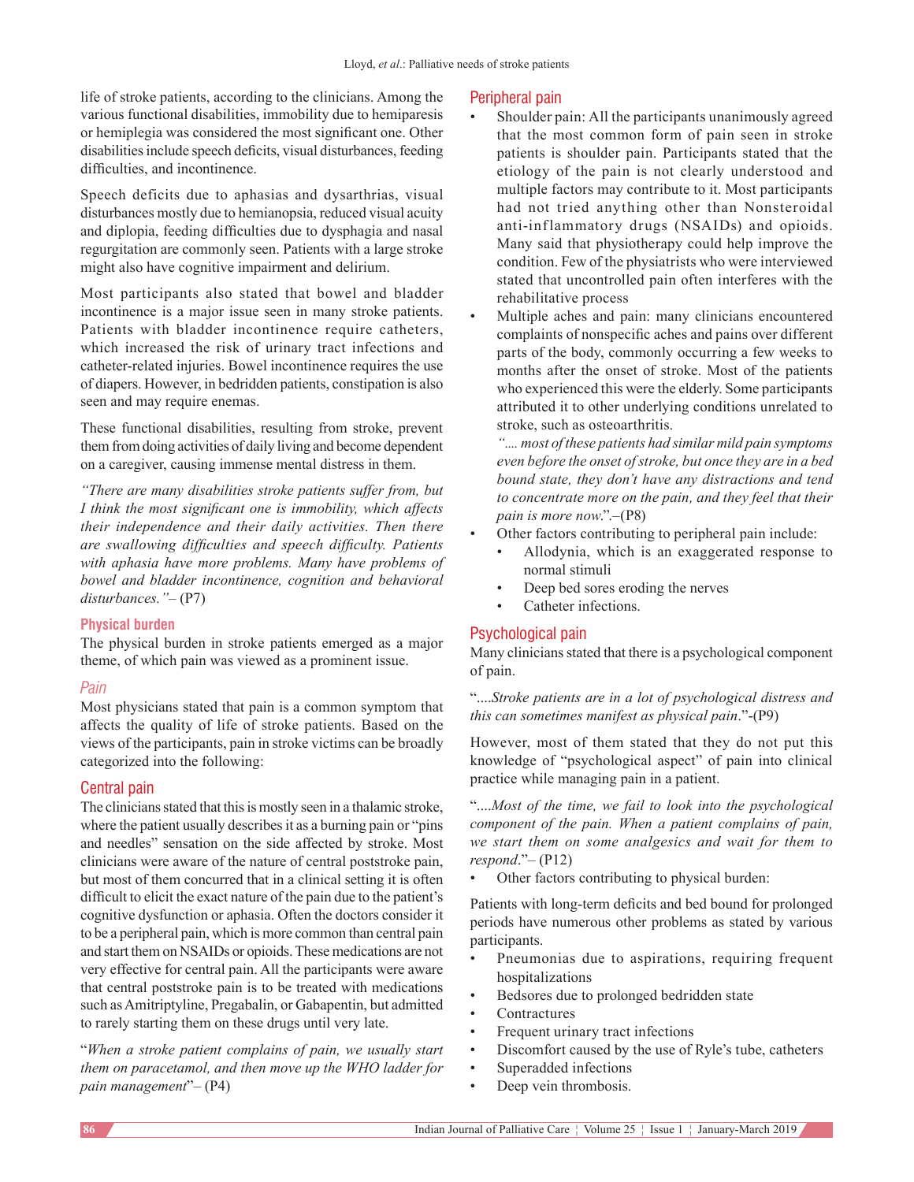life of stroke patients, according to the clinicians. Among the various functional disabilities, immobility due to hemiparesis or hemiplegia was considered the most significant one. Other disabilities include speech deficits, visual disturbances, feeding difficulties, and incontinence.

Speech deficits due to aphasias and dysarthrias, visual disturbances mostly due to hemianopsia, reduced visual acuity and diplopia, feeding difficulties due to dysphagia and nasal regurgitation are commonly seen. Patients with a large stroke might also have cognitive impairment and delirium.

Most participants also stated that bowel and bladder incontinence is a major issue seen in many stroke patients. Patients with bladder incontinence require catheters, which increased the risk of urinary tract infections and catheter-related injuries. Bowel incontinence requires the use of diapers. However, in bedridden patients, constipation is also seen and may require enemas.

These functional disabilities, resulting from stroke, prevent them from doing activities of daily living and become dependent on a caregiver, causing immense mental distress in them.

*"There are many disabilities stroke patients suffer from, but I think the most significant one is immobility, which affects their independence and their daily activities. Then there are swallowing difficulties and speech difficulty. Patients with aphasia have more problems. Many have problems of bowel and bladder incontinence, cognition and behavioral disturbances."*– (P7)

### Physical burden

The physical burden in stroke patients emerged as a major theme, of which pain was viewed as a prominent issue.

#### *Pain*

Most physicians stated that pain is a common symptom that affects the quality of life of stroke patients. Based on the views of the participants, pain in stroke victims can be broadly categorized into the following:

#### Central pain

The clinicians stated that this is mostly seen in a thalamic stroke, where the patient usually describes it as a burning pain or "pins and needles" sensation on the side affected by stroke. Most clinicians were aware of the nature of central poststroke pain, but most of them concurred that in a clinical setting it is often difficult to elicit the exact nature of the pain due to the patient's cognitive dysfunction or aphasia. Often the doctors consider it to be a peripheral pain, which is more common than central pain and start them on NSAIDs or opioids. These medications are not very effective for central pain. All the participants were aware that central poststroke pain is to be treated with medications such as Amitriptyline, Pregabalin, or Gabapentin, but admitted to rarely starting them on these drugs until very late.

"*When a stroke patient complains of pain, we usually start them on paracetamol, and then move up the WHO ladder for pain management*"– (P4)

#### Peripheral pain

- Shoulder pain: All the participants unanimously agreed that the most common form of pain seen in stroke patients is shoulder pain. Participants stated that the etiology of the pain is not clearly understood and multiple factors may contribute to it. Most participants had not tried anything other than Nonsteroidal anti-inflammatory drugs (NSAIDs) and opioids. Many said that physiotherapy could help improve the condition. Few of the physiatrists who were interviewed stated that uncontrolled pain often interferes with the rehabilitative process
- Multiple aches and pain: many clinicians encountered complaints of nonspecific aches and pains over different parts of the body, commonly occurring a few weeks to months after the onset of stroke. Most of the patients who experienced this were the elderly. Some participants attributed it to other underlying conditions unrelated to stroke, such as osteoarthritis.

  *".... most of these patients had similar mild pain symptoms even before the onset of stroke, but once they are in a bed bound state, they don't have any distractions and tend to concentrate more on the pain, and they feel that their pain is more now*.".–(P8)
- Other factors contributing to peripheral pain include:
  - Allodynia, which is an exaggerated response to normal stimuli
  - Deep bed sores eroding the nerves
  - Catheter infections.

#### Psychological pain

Many clinicians stated that there is a psychological component of pain.

"*....Stroke patients are in a lot of psychological distress and this can sometimes manifest as physical pain*."-(P9)

However, most of them stated that they do not put this knowledge of "psychological aspect" of pain into clinical practice while managing pain in a patient.

"*....Most of the time, we fail to look into the psychological component of the pain. When a patient complains of pain, we start them on some analgesics and wait for them to respond*."– (P12)

- Other factors contributing to physical burden:

Patients with long-term deficits and bed bound for prolonged periods have numerous other problems as stated by various participants.

- Pneumonias due to aspirations, requiring frequent hospitalizations
- Bedsores due to prolonged bedridden state
- Contractures
- Frequent urinary tract infections
- Discomfort caused by the use of Ryle's tube, catheters
- Superadded infections
- Deep vein thrombosis.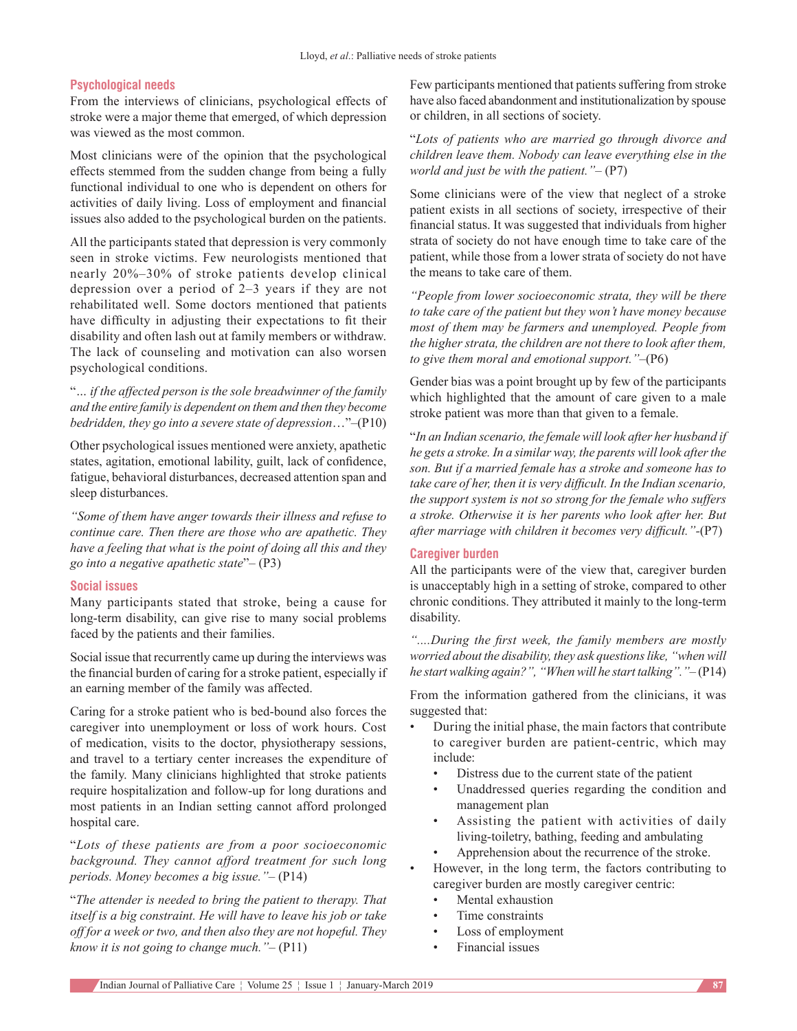### Psychological needs

From the interviews of clinicians, psychological effects of stroke were a major theme that emerged, of which depression was viewed as the most common.

Most clinicians were of the opinion that the psychological effects stemmed from the sudden change from being a fully functional individual to one who is dependent on others for activities of daily living. Loss of employment and financial issues also added to the psychological burden on the patients.

All the participants stated that depression is very commonly seen in stroke victims. Few neurologists mentioned that nearly 20%–30% of stroke patients develop clinical depression over a period of 2–3 years if they are not rehabilitated well. Some doctors mentioned that patients have difficulty in adjusting their expectations to fit their disability and often lash out at family members or withdraw. The lack of counseling and motivation can also worsen psychological conditions.

"*… if the affected person is the sole breadwinner of the family and the entire family is dependent on them and then they become bedridden, they go into a severe state of depression*…"–(P10)

Other psychological issues mentioned were anxiety, apathetic states, agitation, emotional lability, guilt, lack of confidence, fatigue, behavioral disturbances, decreased attention span and sleep disturbances.

*"Some of them have anger towards their illness and refuse to continue care. Then there are those who are apathetic. They have a feeling that what is the point of doing all this and they go into a negative apathetic state*"– (P3)

### Social issues

Many participants stated that stroke, being a cause for long-term disability, can give rise to many social problems faced by the patients and their families.

Social issue that recurrently came up during the interviews was the financial burden of caring for a stroke patient, especially if an earning member of the family was affected.

Caring for a stroke patient who is bed-bound also forces the caregiver into unemployment or loss of work hours. Cost of medication, visits to the doctor, physiotherapy sessions, and travel to a tertiary center increases the expenditure of the family. Many clinicians highlighted that stroke patients require hospitalization and follow-up for long durations and most patients in an Indian setting cannot afford prolonged hospital care.

"*Lots of these patients are from a poor socioeconomic background. They cannot afford treatment for such long periods. Money becomes a big issue."*– (P14)

"*The attender is needed to bring the patient to therapy. That itself is a big constraint. He will have to leave his job or take off for a week or two, and then also they are not hopeful. They know it is not going to change much."*– (P11)

Few participants mentioned that patients suffering from stroke have also faced abandonment and institutionalization by spouse or children, in all sections of society.

"*Lots of patients who are married go through divorce and children leave them. Nobody can leave everything else in the world and just be with the patient."*– (P7)

Some clinicians were of the view that neglect of a stroke patient exists in all sections of society, irrespective of their financial status. It was suggested that individuals from higher strata of society do not have enough time to take care of the patient, while those from a lower strata of society do not have the means to take care of them.

*"People from lower socioeconomic strata, they will be there to take care of the patient but they won't have money because most of them may be farmers and unemployed. People from the higher strata, the children are not there to look after them, to give them moral and emotional support."*–(P6)

Gender bias was a point brought up by few of the participants which highlighted that the amount of care given to a male stroke patient was more than that given to a female.

"*In an Indian scenario, the female will look after her husband if he gets a stroke. In a similar way, the parents will look after the son. But if a married female has a stroke and someone has to take care of her, then it is very difficult. In the Indian scenario, the support system is not so strong for the female who suffers a stroke. Otherwise it is her parents who look after her. But after marriage with children it becomes very difficult."*-(P7)

### Caregiver burden

All the participants were of the view that, caregiver burden is unacceptably high in a setting of stroke, compared to other chronic conditions. They attributed it mainly to the long-term disability.

*"....During the first week, the family members are mostly worried about the disability, they ask questions like, "when will he start walking again?", "When will he start talking"."*– (P14)

From the information gathered from the clinicians, it was suggested that:

- During the initial phase, the main factors that contribute to caregiver burden are patient-centric, which may include:
    - Distress due to the current state of the patient
    - Unaddressed queries regarding the condition and management plan
    - Assisting the patient with activities of daily living-toiletry, bathing, feeding and ambulating
    - Apprehension about the recurrence of the stroke.
- However, in the long term, the factors contributing to caregiver burden are mostly caregiver centric:
    - Mental exhaustion
    - Time constraints
    - Loss of employment
    - Financial issues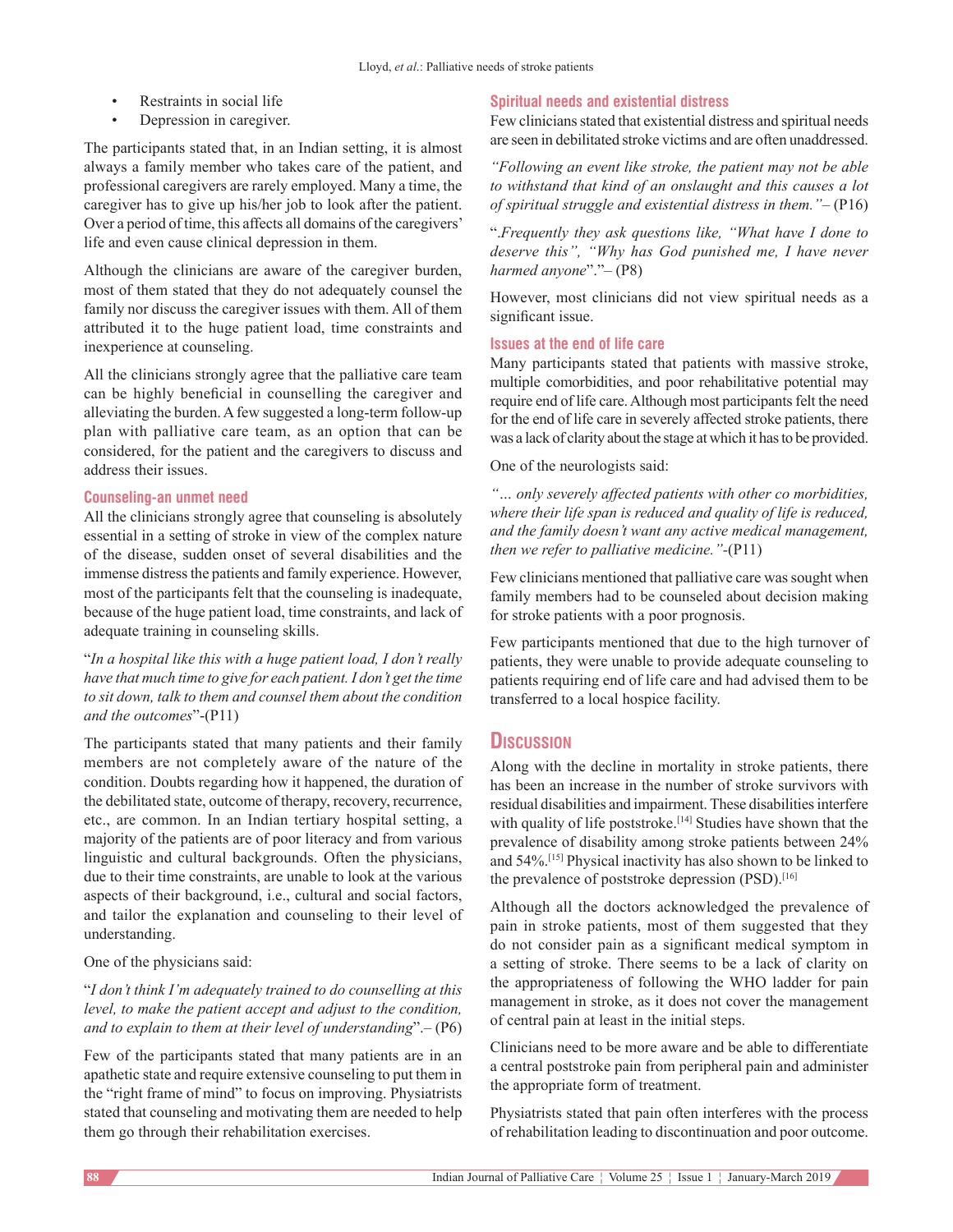- Restraints in social life
- Depression in caregiver.

The participants stated that, in an Indian setting, it is almost always a family member who takes care of the patient, and professional caregivers are rarely employed. Many a time, the caregiver has to give up his/her job to look after the patient. Over a period of time, this affects all domains of the caregivers' life and even cause clinical depression in them.

Although the clinicians are aware of the caregiver burden, most of them stated that they do not adequately counsel the family nor discuss the caregiver issues with them. All of them attributed it to the huge patient load, time constraints and inexperience at counseling.

All the clinicians strongly agree that the palliative care team can be highly beneficial in counselling the caregiver and alleviating the burden. A few suggested a long-term follow-up plan with palliative care team, as an option that can be considered, for the patient and the caregivers to discuss and address their issues.

### Counseling-an unmet need

All the clinicians strongly agree that counseling is absolutely essential in a setting of stroke in view of the complex nature of the disease, sudden onset of several disabilities and the immense distress the patients and family experience. However, most of the participants felt that the counseling is inadequate, because of the huge patient load, time constraints, and lack of adequate training in counseling skills.

"*In a hospital like this with a huge patient load, I don't really have that much time to give for each patient. I don't get the time to sit down, talk to them and counsel them about the condition and the outcomes*"-(P11)

The participants stated that many patients and their family members are not completely aware of the nature of the condition. Doubts regarding how it happened, the duration of the debilitated state, outcome of therapy, recovery, recurrence, etc., are common. In an Indian tertiary hospital setting, a majority of the patients are of poor literacy and from various linguistic and cultural backgrounds. Often the physicians, due to their time constraints, are unable to look at the various aspects of their background, i.e., cultural and social factors, and tailor the explanation and counseling to their level of understanding.

One of the physicians said:

"*I don't think I'm adequately trained to do counselling at this level, to make the patient accept and adjust to the condition, and to explain to them at their level of understanding*".– (P6)

Few of the participants stated that many patients are in an apathetic state and require extensive counseling to put them in the "right frame of mind" to focus on improving. Physiatrists stated that counseling and motivating them are needed to help them go through their rehabilitation exercises.

### Spiritual needs and existential distress

Few clinicians stated that existential distress and spiritual needs are seen in debilitated stroke victims and are often unaddressed.

*"Following an event like stroke, the patient may not be able to withstand that kind of an onslaught and this causes a lot of spiritual struggle and existential distress in them."*– (P16)

".*Frequently they ask questions like, "What have I done to deserve this", "Why has God punished me, I have never harmed anyone*"."– (P8)

However, most clinicians did not view spiritual needs as a significant issue.

### Issues at the end of life care

Many participants stated that patients with massive stroke, multiple comorbidities, and poor rehabilitative potential may require end of life care. Although most participants felt the need for the end of life care in severely affected stroke patients, there was a lack of clarity about the stage at which it has to be provided.

One of the neurologists said:

*"… only severely affected patients with other co morbidities, where their life span is reduced and quality of life is reduced, and the family doesn't want any active medical management, then we refer to palliative medicine."*-(P11)

Few clinicians mentioned that palliative care was sought when family members had to be counseled about decision making for stroke patients with a poor prognosis.

Few participants mentioned that due to the high turnover of patients, they were unable to provide adequate counseling to patients requiring end of life care and had advised them to be transferred to a local hospice facility.

## Discussion

Along with the decline in mortality in stroke patients, there has been an increase in the number of stroke survivors with residual disabilities and impairment. These disabilities interfere with quality of life poststroke.[14] Studies have shown that the prevalence of disability among stroke patients between 24% and 54%.[15] Physical inactivity has also shown to be linked to the prevalence of poststroke depression (PSD).[16]

Although all the doctors acknowledged the prevalence of pain in stroke patients, most of them suggested that they do not consider pain as a significant medical symptom in a setting of stroke. There seems to be a lack of clarity on the appropriateness of following the WHO ladder for pain management in stroke, as it does not cover the management of central pain at least in the initial steps.

Clinicians need to be more aware and be able to differentiate a central poststroke pain from peripheral pain and administer the appropriate form of treatment.

Physiatrists stated that pain often interferes with the process of rehabilitation leading to discontinuation and poor outcome.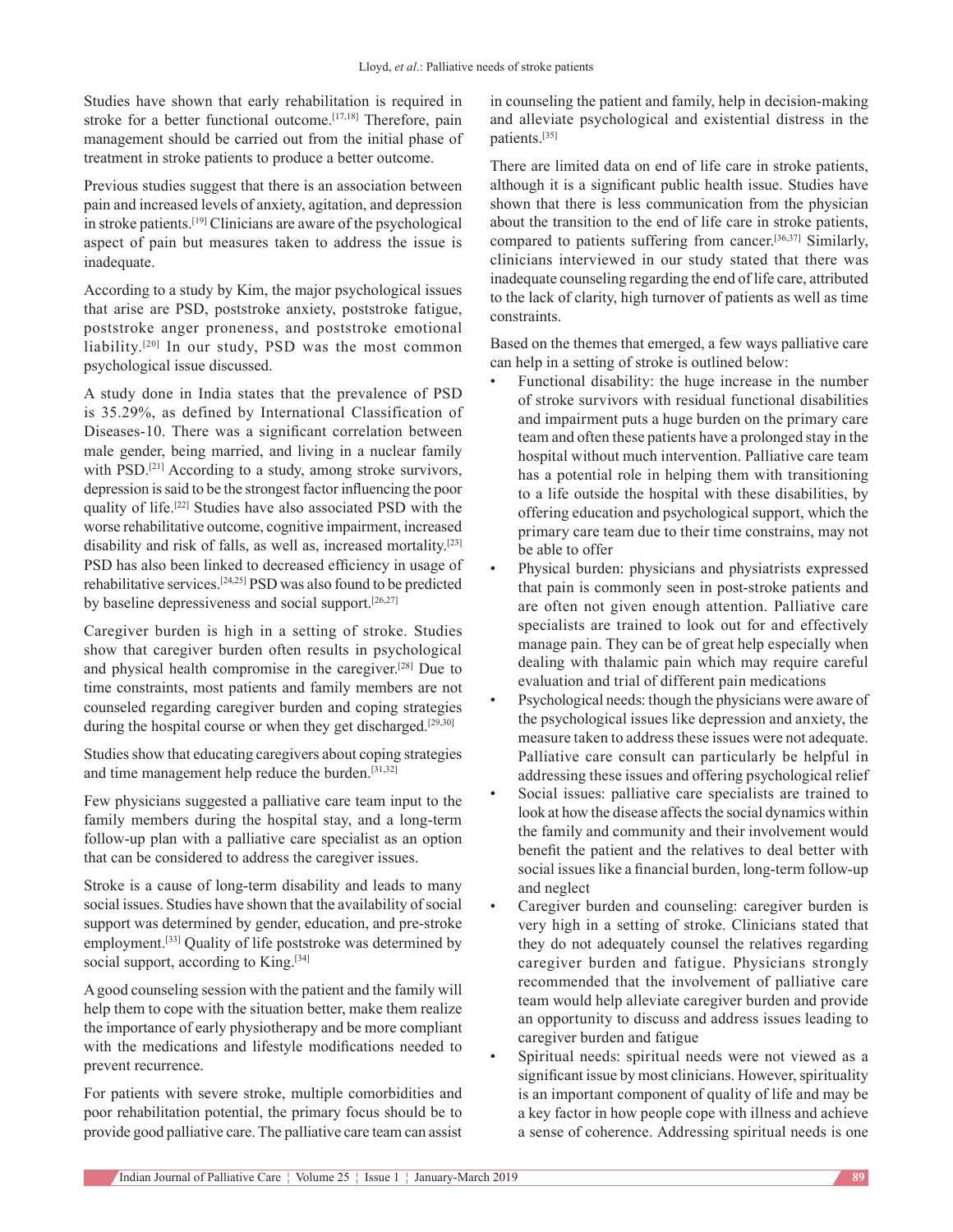Studies have shown that early rehabilitation is required in stroke for a better functional outcome.[17,18] Therefore, pain management should be carried out from the initial phase of treatment in stroke patients to produce a better outcome.

Previous studies suggest that there is an association between pain and increased levels of anxiety, agitation, and depression in stroke patients.[19] Clinicians are aware of the psychological aspect of pain but measures taken to address the issue is inadequate.

According to a study by Kim, the major psychological issues that arise are PSD, poststroke anxiety, poststroke fatigue, poststroke anger proneness, and poststroke emotional liability.[20] In our study, PSD was the most common psychological issue discussed.

A study done in India states that the prevalence of PSD is 35.29%, as defined by International Classification of Diseases-10. There was a significant correlation between male gender, being married, and living in a nuclear family with PSD.[21] According to a study, among stroke survivors, depression is said to be the strongest factor influencing the poor quality of life.[22] Studies have also associated PSD with the worse rehabilitative outcome, cognitive impairment, increased disability and risk of falls, as well as, increased mortality.[23] PSD has also been linked to decreased efficiency in usage of rehabilitative services.[24,25] PSD was also found to be predicted by baseline depressiveness and social support.[26,27]

Caregiver burden is high in a setting of stroke. Studies show that caregiver burden often results in psychological and physical health compromise in the caregiver.[28] Due to time constraints, most patients and family members are not counseled regarding caregiver burden and coping strategies during the hospital course or when they get discharged.[29,30]

Studies show that educating caregivers about coping strategies and time management help reduce the burden.[31,32]

Few physicians suggested a palliative care team input to the family members during the hospital stay, and a long-term follow-up plan with a palliative care specialist as an option that can be considered to address the caregiver issues.

Stroke is a cause of long-term disability and leads to many social issues. Studies have shown that the availability of social support was determined by gender, education, and pre-stroke employment.[33] Quality of life poststroke was determined by social support, according to King.[34]

A good counseling session with the patient and the family will help them to cope with the situation better, make them realize the importance of early physiotherapy and be more compliant with the medications and lifestyle modifications needed to prevent recurrence.

For patients with severe stroke, multiple comorbidities and poor rehabilitation potential, the primary focus should be to provide good palliative care. The palliative care team can assist in counseling the patient and family, help in decision-making and alleviate psychological and existential distress in the patients.[35]

There are limited data on end of life care in stroke patients, although it is a significant public health issue. Studies have shown that there is less communication from the physician about the transition to the end of life care in stroke patients, compared to patients suffering from cancer.[36,37] Similarly, clinicians interviewed in our study stated that there was inadequate counseling regarding the end of life care, attributed to the lack of clarity, high turnover of patients as well as time constraints.

Based on the themes that emerged, a few ways palliative care can help in a setting of stroke is outlined below:

- Functional disability: the huge increase in the number of stroke survivors with residual functional disabilities and impairment puts a huge burden on the primary care team and often these patients have a prolonged stay in the hospital without much intervention. Palliative care team has a potential role in helping them with transitioning to a life outside the hospital with these disabilities, by offering education and psychological support, which the primary care team due to their time constrains, may not be able to offer
- Physical burden: physicians and physiatrists expressed that pain is commonly seen in post-stroke patients and are often not given enough attention. Palliative care specialists are trained to look out for and effectively manage pain. They can be of great help especially when dealing with thalamic pain which may require careful evaluation and trial of different pain medications
- Psychological needs: though the physicians were aware of the psychological issues like depression and anxiety, the measure taken to address these issues were not adequate. Palliative care consult can particularly be helpful in addressing these issues and offering psychological relief
- Social issues: palliative care specialists are trained to look at how the disease affects the social dynamics within the family and community and their involvement would benefit the patient and the relatives to deal better with social issues like a financial burden, long-term follow-up and neglect
- Caregiver burden and counseling: caregiver burden is very high in a setting of stroke. Clinicians stated that they do not adequately counsel the relatives regarding caregiver burden and fatigue. Physicians strongly recommended that the involvement of palliative care team would help alleviate caregiver burden and provide an opportunity to discuss and address issues leading to caregiver burden and fatigue
- Spiritual needs: spiritual needs were not viewed as a significant issue by most clinicians. However, spirituality is an important component of quality of life and may be a key factor in how people cope with illness and achieve a sense of coherence. Addressing spiritual needs is one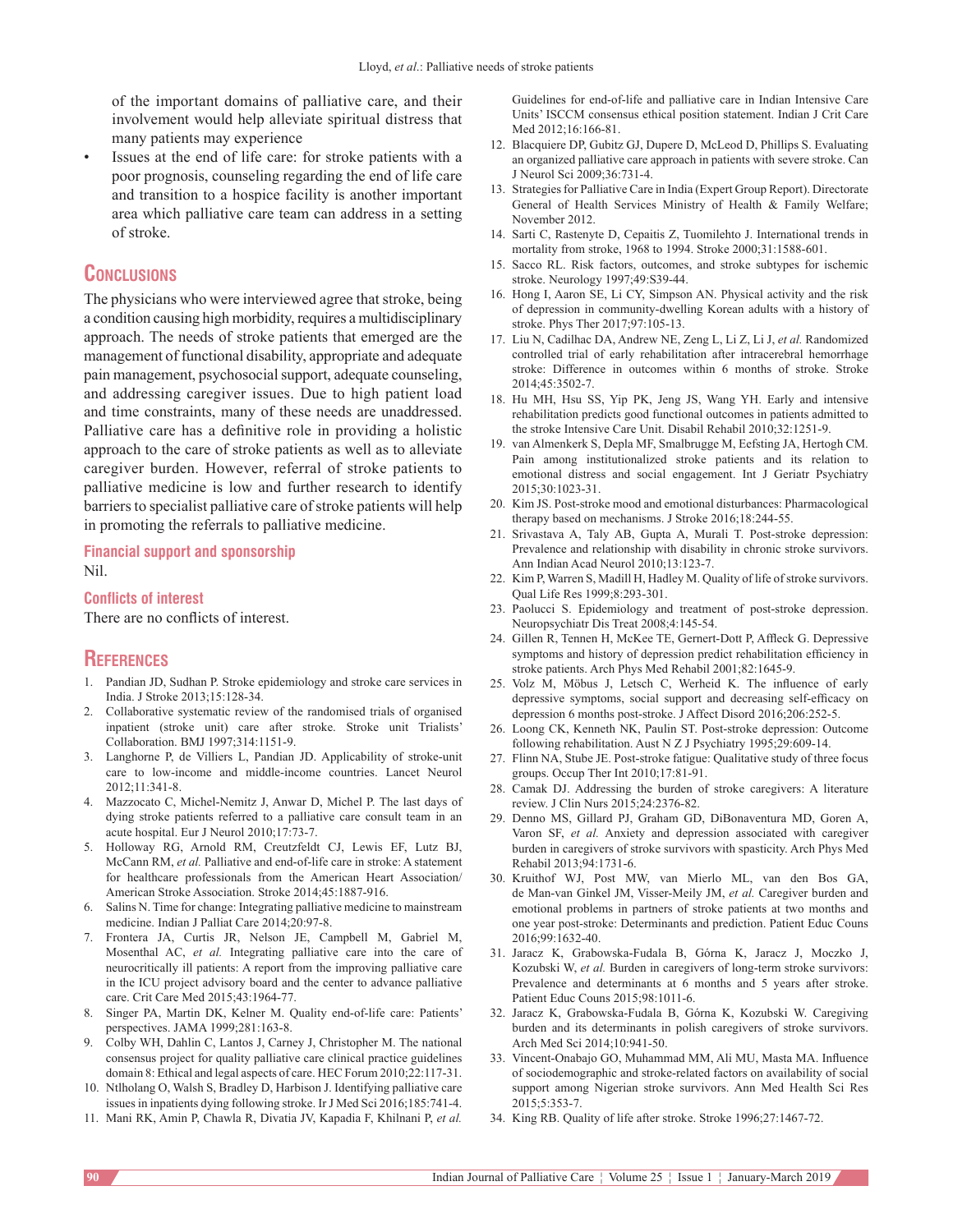of the important domains of palliative care, and their involvement would help alleviate spiritual distress that many patients may experience

- Issues at the end of life care: for stroke patients with a poor prognosis, counseling regarding the end of life care and transition to a hospice facility is another important area which palliative care team can address in a setting of stroke.

## Conclusions

The physicians who were interviewed agree that stroke, being a condition causing high morbidity, requires a multidisciplinary approach. The needs of stroke patients that emerged are the management of functional disability, appropriate and adequate pain management, psychosocial support, adequate counseling, and addressing caregiver issues. Due to high patient load and time constraints, many of these needs are unaddressed. Palliative care has a definitive role in providing a holistic approach to the care of stroke patients as well as to alleviate caregiver burden. However, referral of stroke patients to palliative medicine is low and further research to identify barriers to specialist palliative care of stroke patients will help in promoting the referrals to palliative medicine.

### Financial support and sponsorship

Nil.

### Conflicts of interest

There are no conflicts of interest.

## References

1. Pandian JD, Sudhan P. Stroke epidemiology and stroke care services in India. J Stroke 2013;15:128-34.
2. Collaborative systematic review of the randomised trials of organised inpatient (stroke unit) care after stroke. Stroke unit Trialists' Collaboration. BMJ 1997;314:1151-9.
3. Langhorne P, de Villiers L, Pandian JD. Applicability of stroke-unit care to low-income and middle-income countries. Lancet Neurol 2012;11:341-8.
4. Mazzocato C, Michel-Nemitz J, Anwar D, Michel P. The last days of dying stroke patients referred to a palliative care consult team in an acute hospital. Eur J Neurol 2010;17:73-7.
5. Holloway RG, Arnold RM, Creutzfeldt CJ, Lewis EF, Lutz BJ, McCann RM, *et al.* Palliative and end-of-life care in stroke: A statement for healthcare professionals from the American Heart Association/American Stroke Association. Stroke 2014;45:1887-916.
6. Salins N. Time for change: Integrating palliative medicine to mainstream medicine. Indian J Palliat Care 2014;20:97-8.
7. Frontera JA, Curtis JR, Nelson JE, Campbell M, Gabriel M, Mosenthal AC, *et al.* Integrating palliative care into the care of neurocritically ill patients: A report from the improving palliative care in the ICU project advisory board and the center to advance palliative care. Crit Care Med 2015;43:1964-77.
8. Singer PA, Martin DK, Kelner M. Quality end-of-life care: Patients' perspectives. JAMA 1999;281:163-8.
9. Colby WH, Dahlin C, Lantos J, Carney J, Christopher M. The national consensus project for quality palliative care clinical practice guidelines domain 8: Ethical and legal aspects of care. HEC Forum 2010;22:117-31.
10. Ntlholang O, Walsh S, Bradley D, Harbison J. Identifying palliative care issues in inpatients dying following stroke. Ir J Med Sci 2016;185:741-4.
11. Mani RK, Amin P, Chawla R, Divatia JV, Kapadia F, Khilnani P, *et al.* Guidelines for end-of-life and palliative care in Indian Intensive Care Units' ISCCM consensus ethical position statement. Indian J Crit Care Med 2012;16:166-81.
12. Blacquiere DP, Gubitz GJ, Dupere D, McLeod D, Phillips S. Evaluating an organized palliative care approach in patients with severe stroke. Can J Neurol Sci 2009;36:731-4.
13. Strategies for Palliative Care in India (Expert Group Report). Directorate General of Health Services Ministry of Health & Family Welfare; November 2012.
14. Sarti C, Rastenyte D, Cepaitis Z, Tuomilehto J. International trends in mortality from stroke, 1968 to 1994. Stroke 2000;31:1588-601.
15. Sacco RL. Risk factors, outcomes, and stroke subtypes for ischemic stroke. Neurology 1997;49:S39-44.
16. Hong I, Aaron SE, Li CY, Simpson AN. Physical activity and the risk of depression in community-dwelling Korean adults with a history of stroke. Phys Ther 2017;97:105-13.
17. Liu N, Cadilhac DA, Andrew NE, Zeng L, Li Z, Li J, *et al.* Randomized controlled trial of early rehabilitation after intracerebral hemorrhage stroke: Difference in outcomes within 6 months of stroke. Stroke 2014;45:3502-7.
18. Hu MH, Hsu SS, Yip PK, Jeng JS, Wang YH. Early and intensive rehabilitation predicts good functional outcomes in patients admitted to the stroke Intensive Care Unit. Disabil Rehabil 2010;32:1251-9.
19. van Almenkerk S, Depla MF, Smalbrugge M, Eefsting JA, Hertogh CM. Pain among institutionalized stroke patients and its relation to emotional distress and social engagement. Int J Geriatr Psychiatry 2015;30:1023-31.
20. Kim JS. Post-stroke mood and emotional disturbances: Pharmacological therapy based on mechanisms. J Stroke 2016;18:244-55.
21. Srivastava A, Taly AB, Gupta A, Murali T. Post-stroke depression: Prevalence and relationship with disability in chronic stroke survivors. Ann Indian Acad Neurol 2010;13:123-7.
22. Kim P, Warren S, Madill H, Hadley M. Quality of life of stroke survivors. Qual Life Res 1999;8:293-301.
23. Paolucci S. Epidemiology and treatment of post-stroke depression. Neuropsychiatr Dis Treat 2008;4:145-54.
24. Gillen R, Tennen H, McKee TE, Gernert-Dott P, Affleck G. Depressive symptoms and history of depression predict rehabilitation efficiency in stroke patients. Arch Phys Med Rehabil 2001;82:1645-9.
25. Volz M, Möbus J, Letsch C, Werheid K. The influence of early depressive symptoms, social support and decreasing self-efficacy on depression 6 months post-stroke. J Affect Disord 2016;206:252-5.
26. Loong CK, Kenneth NK, Paulin ST. Post-stroke depression: Outcome following rehabilitation. Aust N Z J Psychiatry 1995;29:609-14.
27. Flinn NA, Stube JE. Post-stroke fatigue: Qualitative study of three focus groups. Occup Ther Int 2010;17:81-91.
28. Camak DJ. Addressing the burden of stroke caregivers: A literature review. J Clin Nurs 2015;24:2376-82.
29. Denno MS, Gillard PJ, Graham GD, DiBonaventura MD, Goren A, Varon SF, *et al.* Anxiety and depression associated with caregiver burden in caregivers of stroke survivors with spasticity. Arch Phys Med Rehabil 2013;94:1731-6.
30. Kruithof WJ, Post MW, van Mierlo ML, van den Bos GA, de Man-van Ginkel JM, Visser-Meily JM, *et al.* Caregiver burden and emotional problems in partners of stroke patients at two months and one year post-stroke: Determinants and prediction. Patient Educ Couns 2016;99:1632-40.
31. Jaracz K, Grabowska-Fudala B, Górna K, Jaracz J, Moczko J, Kozubski W, *et al.* Burden in caregivers of long-term stroke survivors: Prevalence and determinants at 6 months and 5 years after stroke. Patient Educ Couns 2015;98:1011-6.
32. Jaracz K, Grabowska-Fudala B, Górna K, Kozubski W. Caregiving burden and its determinants in polish caregivers of stroke survivors. Arch Med Sci 2014;10:941-50.
33. Vincent-Onabajo GO, Muhammad MM, Ali MU, Masta MA. Influence of sociodemographic and stroke-related factors on availability of social support among Nigerian stroke survivors. Ann Med Health Sci Res 2015;5:353-7.
34. King RB. Quality of life after stroke. Stroke 1996;27:1467-72.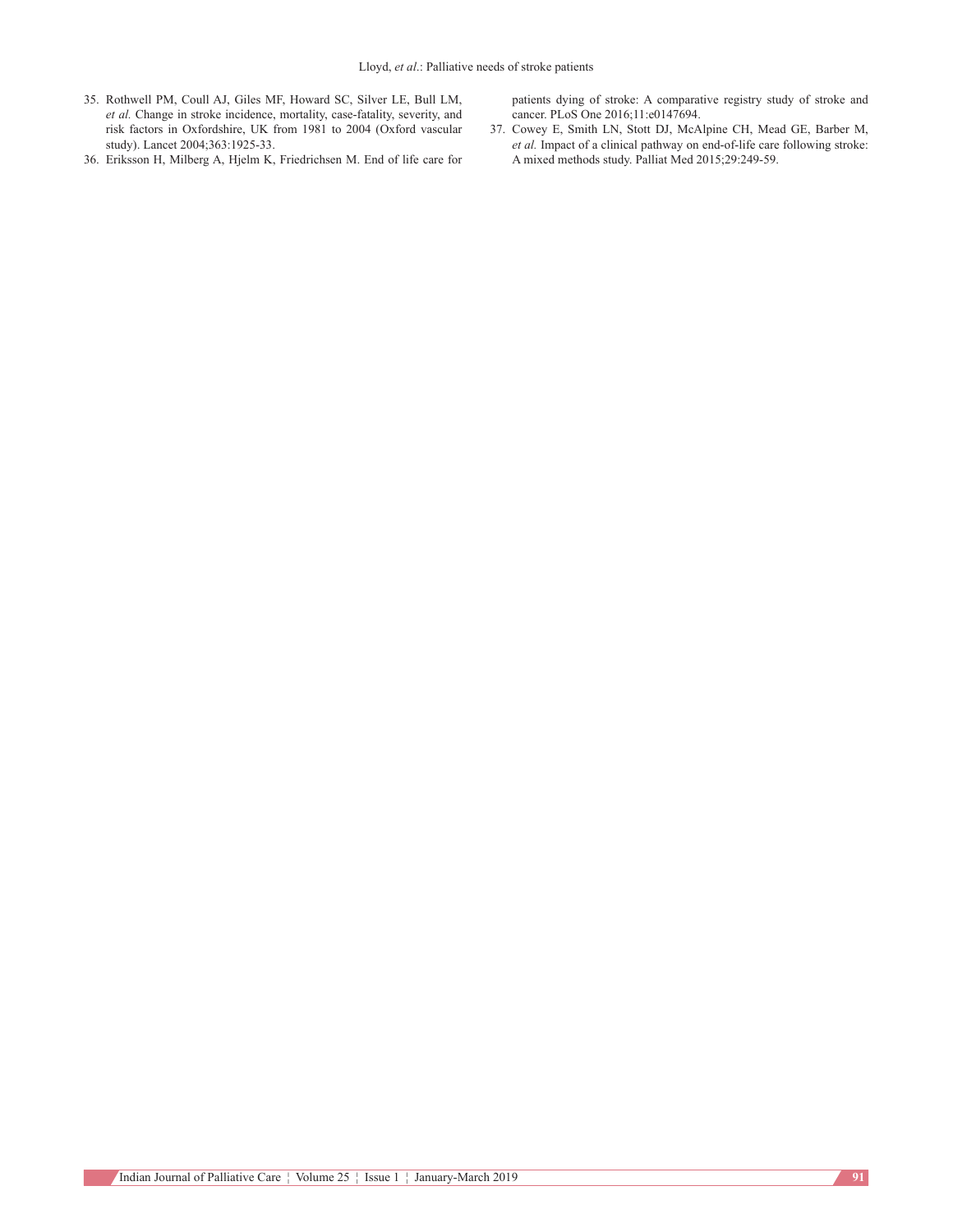35. Rothwell PM, Coull AJ, Giles MF, Howard SC, Silver LE, Bull LM, *et al.* Change in stroke incidence, mortality, case-fatality, severity, and risk factors in Oxfordshire, UK from 1981 to 2004 (Oxford vascular study). Lancet 2004;363:1925-33.
36. Eriksson H, Milberg A, Hjelm K, Friedrichsen M. End of life care for patients dying of stroke: A comparative registry study of stroke and cancer. PLoS One 2016;11:e0147694.
37. Cowey E, Smith LN, Stott DJ, McAlpine CH, Mead GE, Barber M, *et al.* Impact of a clinical pathway on end-of-life care following stroke: A mixed methods study. Palliat Med 2015;29:249-59.